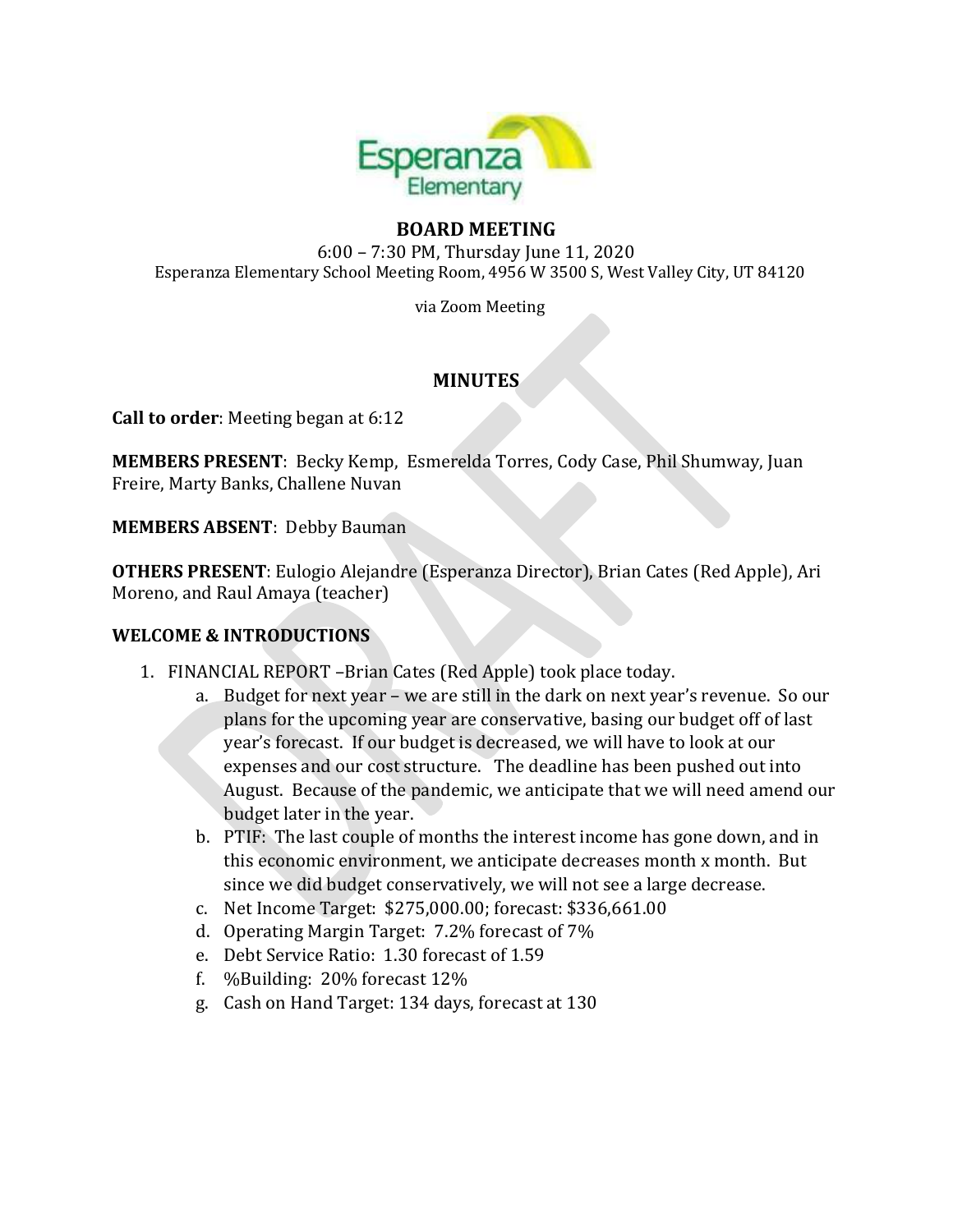# BOARD MEETING

6:00 – 7:30 PM, Thursday June 11, 2020

Esperanza Elementary School Meeting Room, 4956 W 3500 S, West Valley City, UT 84120

via Zoom Meeting

## MINUTES

**Call to order**: Meeting began at 6:12

**MEMBERS PRESENT**: Becky Kemp, Esmerelda Torres, Cody Case, Phil Shumway, Juan Freire, Marty Banks, Challene Nuvan

**MEMBERS ABSENT**: Debby Bauman

**OTHERS PRESENT**: Eulogio Alejandre (Esperanza Director), Brian Cates (Red Apple), Ari Moreno, and Raul Amaya (teacher)

**WELCOME & INTRODUCTIONS**

1. FINANCIAL REPORT –Brian Cates (Red Apple) took place today.
   a. Budget for next year – we are still in the dark on next year's revenue. So our plans for the upcoming year are conservative, basing our budget off of last year's forecast. If our budget is decreased, we will have to look at our expenses and our cost structure. The deadline has been pushed out into August. Because of the pandemic, we anticipate that we will need amend our budget later in the year.
   b. PTIF: The last couple of months the interest income has gone down, and in this economic environment, we anticipate decreases month x month. But since we did budget conservatively, we will not see a large decrease.
   c. Net Income Target: $275,000.00; forecast: $336,661.00
   d. Operating Margin Target: 7.2% forecast of 7%
   e. Debt Service Ratio: 1.30 forecast of 1.59
   f. %Building: 20% forecast 12%
   g. Cash on Hand Target: 134 days, forecast at 130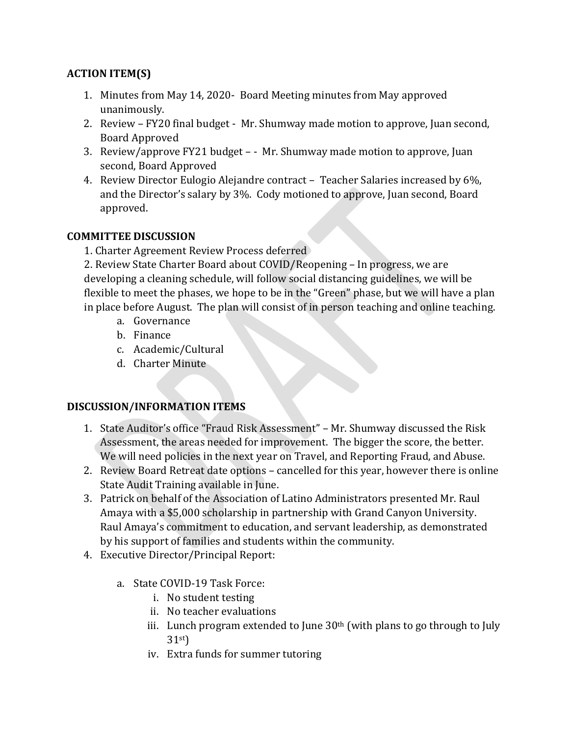**ACTION ITEM(S)**

1. Minutes from May 14, 2020- Board Meeting minutes from May approved unanimously.
2. Review – FY20 final budget - Mr. Shumway made motion to approve, Juan second, Board Approved
3. Review/approve FY21 budget – - Mr. Shumway made motion to approve, Juan second, Board Approved
4. Review Director Eulogio Alejandre contract – Teacher Salaries increased by 6%, and the Director's salary by 3%. Cody motioned to approve, Juan second, Board approved.

**COMMITTEE DISCUSSION**

1. Charter Agreement Review Process deferred

2. Review State Charter Board about COVID/Reopening – In progress, we are developing a cleaning schedule, will follow social distancing guidelines, we will be flexible to meet the phases, we hope to be in the "Green" phase, but we will have a plan in place before August. The plan will consist of in person teaching and online teaching.

   a. Governance
   b. Finance
   c. Academic/Cultural
   d. Charter Minute

**DISCUSSION/INFORMATION ITEMS**

1. State Auditor's office "Fraud Risk Assessment" – Mr. Shumway discussed the Risk Assessment, the areas needed for improvement. The bigger the score, the better. We will need policies in the next year on Travel, and Reporting Fraud, and Abuse.
2. Review Board Retreat date options – cancelled for this year, however there is online State Audit Training available in June.
3. Patrick on behalf of the Association of Latino Administrators presented Mr. Raul Amaya with a $5,000 scholarship in partnership with Grand Canyon University. Raul Amaya's commitment to education, and servant leadership, as demonstrated by his support of families and students within the community.
4. Executive Director/Principal Report:

   a. State COVID-19 Task Force:
      i. No student testing
      ii. No teacher evaluations
      iii. Lunch program extended to June 30th (with plans to go through to July 31st)
      iv. Extra funds for summer tutoring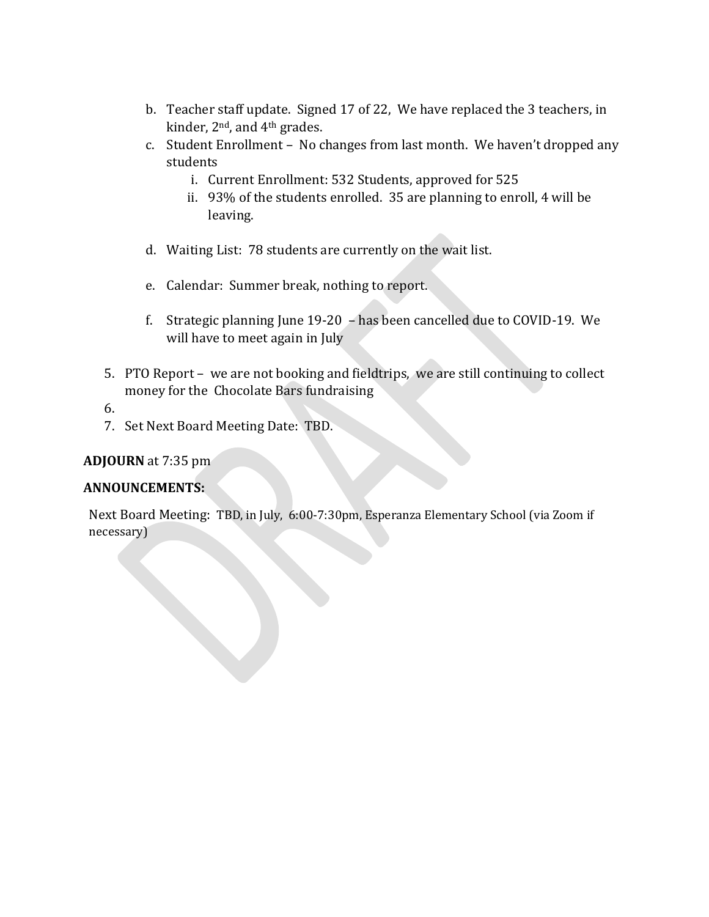b. Teacher staff update. Signed 17 of 22, We have replaced the 3 teachers, in kinder, 2nd, and 4th grades.
c. Student Enrollment – No changes from last month. We haven't dropped any students
    i. Current Enrollment: 532 Students, approved for 525
    ii. 93% of the students enrolled. 35 are planning to enroll, 4 will be leaving.

d. Waiting List: 78 students are currently on the wait list.

e. Calendar: Summer break, nothing to report.

f. Strategic planning June 19-20 – has been cancelled due to COVID-19. We will have to meet again in July

5. PTO Report – we are not booking and fieldtrips, we are still continuing to collect money for the Chocolate Bars fundraising
6.
7. Set Next Board Meeting Date: TBD.

**ADJOURN** at 7:35 pm

**ANNOUNCEMENTS:**

Next Board Meeting: TBD, in July, 6:00-7:30pm, Esperanza Elementary School (via Zoom if necessary)